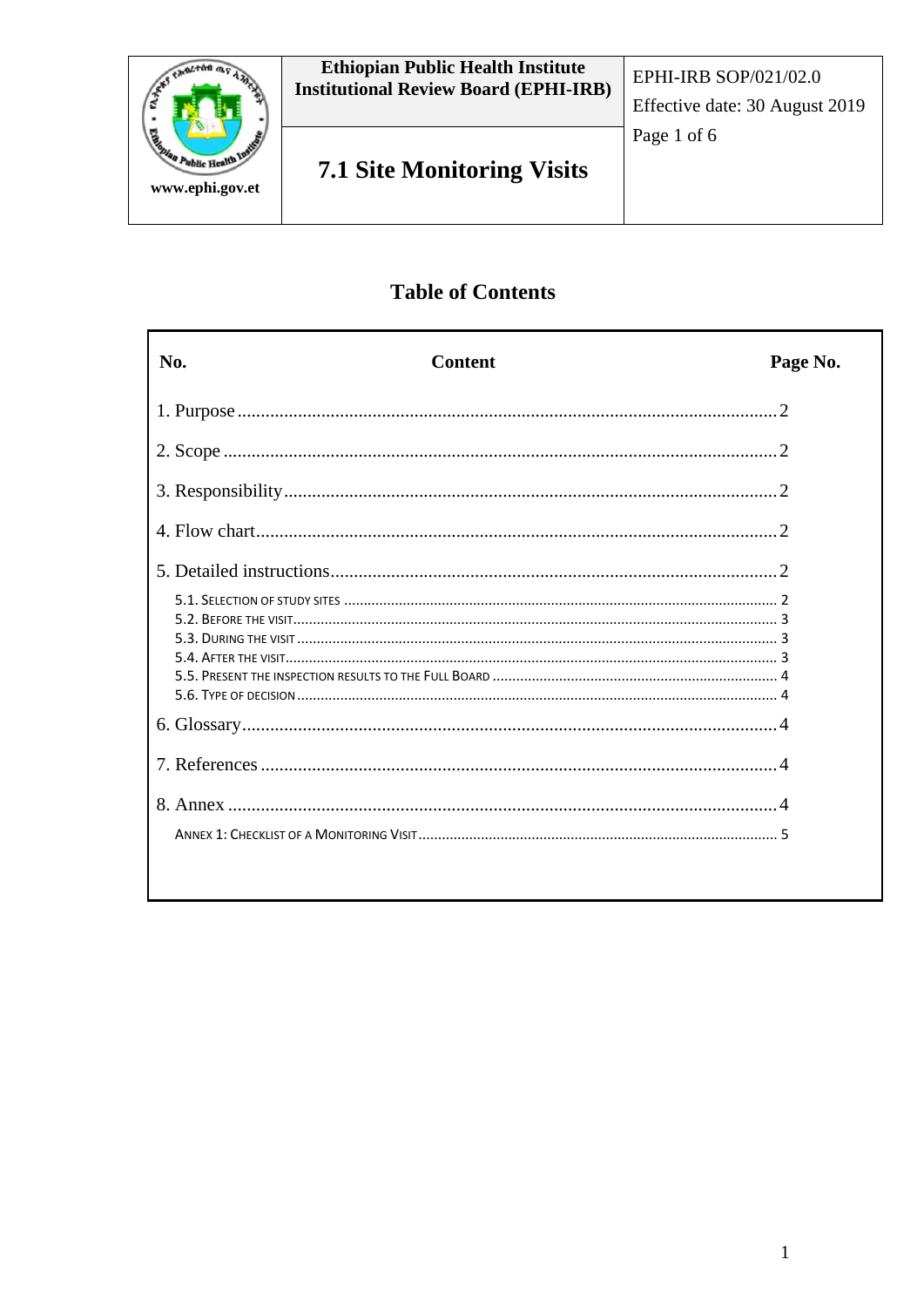| Ethiopian Public Health Institute Institutional Review Board (EPHI-IRB) | EPHI-IRB SOP/021/02.0 |
|---|---|
| **7.1 Site Monitoring Visits** | Effective date: 30 August 2019 |

www.ephi.gov.et

## Table of Contents

| No. | Content | Page No. |
|---|---|---|
| 1. Purpose | | 2 |
| 2. Scope | | 2 |
| 3. Responsibility | | 2 |
| 4. Flow chart | | 2 |
| 5. Detailed instructions | | 2 |
| 5.1. Selection of study sites | | 2 |
| 5.2. Before the visit | | 3 |
| 5.3. During the visit | | 3 |
| 5.4. After the visit | | 3 |
| 5.5. Present the inspection results to the Full Board | | 4 |
| 5.6. Type of decision | | 4 |
| 6. Glossary | | 4 |
| 7. References | | 4 |
| 8. Annex | | 4 |
| Annex 1: Checklist of a Monitoring Visit | | 5 |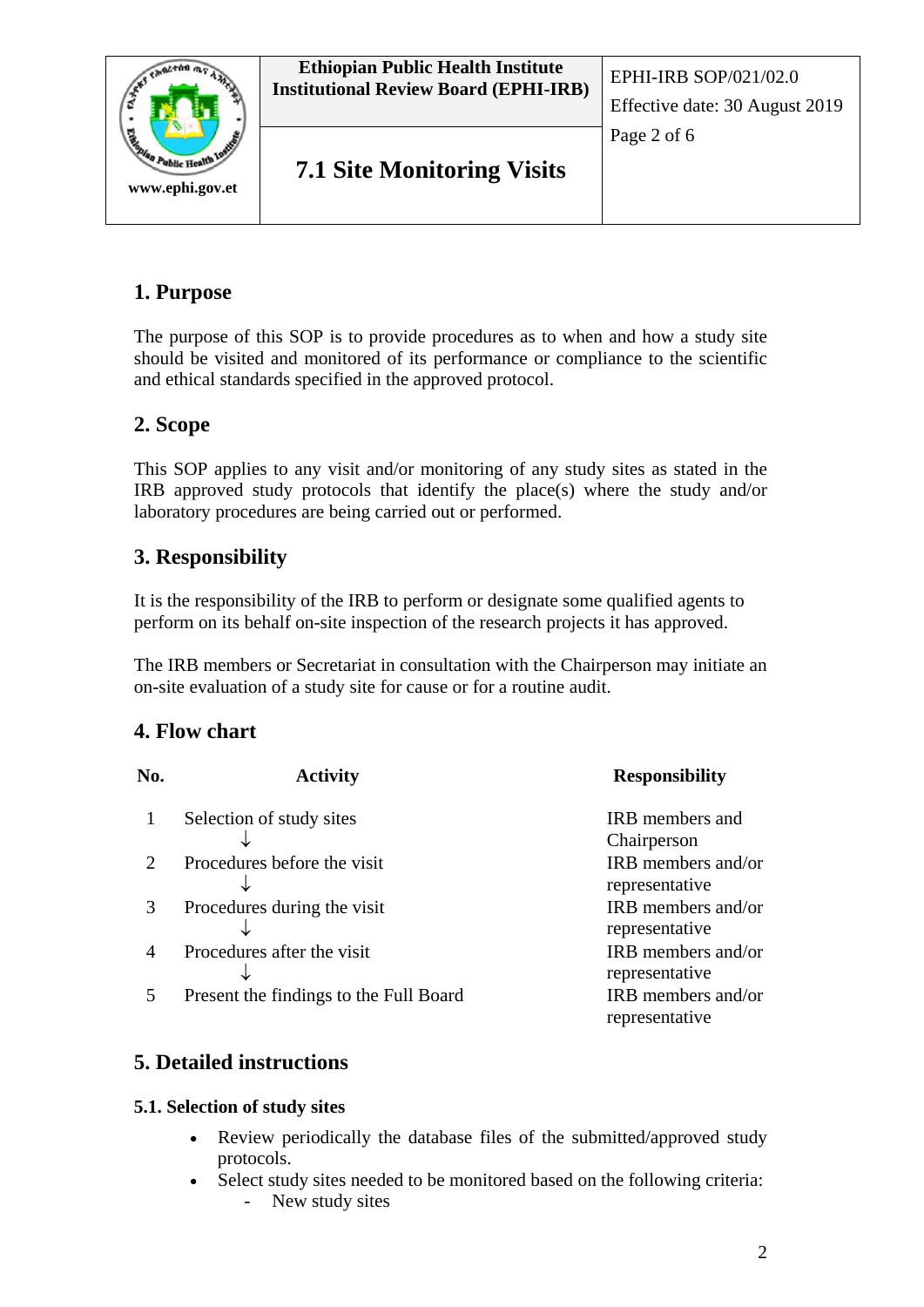## 1. Purpose

The purpose of this SOP is to provide procedures as to when and how a study site should be visited and monitored of its performance or compliance to the scientific and ethical standards specified in the approved protocol.

## 2. Scope

This SOP applies to any visit and/or monitoring of any study sites as stated in the IRB approved study protocols that identify the place(s) where the study and/or laboratory procedures are being carried out or performed.

## 3. Responsibility

It is the responsibility of the IRB to perform or designate some qualified agents to perform on its behalf on-site inspection of the research projects it has approved.

The IRB members or Secretariat in consultation with the Chairperson may initiate an on-site evaluation of a study site for cause or for a routine audit.

## 4. Flow chart

| No. | Activity | Responsibility |
|---|---|---|
| 1 | Selection of study sites<br>↓ | IRB members and Chairperson |
| 2 | Procedures before the visit<br>↓ | IRB members and/or representative |
| 3 | Procedures during the visit<br>↓ | IRB members and/or representative |
| 4 | Procedures after the visit<br>↓ | IRB members and/or representative |
| 5 | Present the findings to the Full Board | IRB members and/or representative |

## 5. Detailed instructions

### 5.1. Selection of study sites

- Review periodically the database files of the submitted/approved study protocols.
- Select study sites needed to be monitored based on the following criteria:
  - New study sites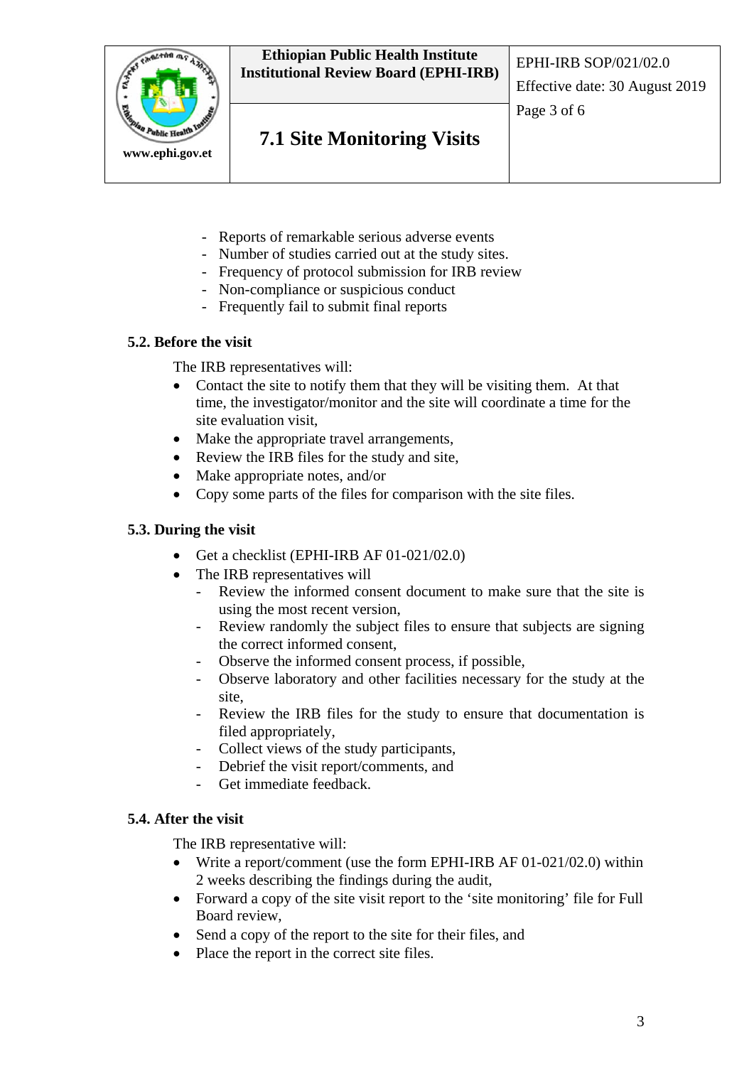- Reports of remarkable serious adverse events
- Number of studies carried out at the study sites.
- Frequency of protocol submission for IRB review
- Non-compliance or suspicious conduct
- Frequently fail to submit final reports

### 5.2. Before the visit

The IRB representatives will:

- Contact the site to notify them that they will be visiting them. At that time, the investigator/monitor and the site will coordinate a time for the site evaluation visit,
- Make the appropriate travel arrangements,
- Review the IRB files for the study and site,
- Make appropriate notes, and/or
- Copy some parts of the files for comparison with the site files.

### 5.3. During the visit

- Get a checklist (EPHI-IRB AF 01-021/02.0)
- The IRB representatives will
  - Review the informed consent document to make sure that the site is using the most recent version,
  - Review randomly the subject files to ensure that subjects are signing the correct informed consent,
  - Observe the informed consent process, if possible,
  - Observe laboratory and other facilities necessary for the study at the site,
  - Review the IRB files for the study to ensure that documentation is filed appropriately,
  - Collect views of the study participants,
  - Debrief the visit report/comments, and
  - Get immediate feedback.

### 5.4. After the visit

The IRB representative will:

- Write a report/comment (use the form EPHI-IRB AF 01-021/02.0) within 2 weeks describing the findings during the audit,
- Forward a copy of the site visit report to the 'site monitoring' file for Full Board review,
- Send a copy of the report to the site for their files, and
- Place the report in the correct site files.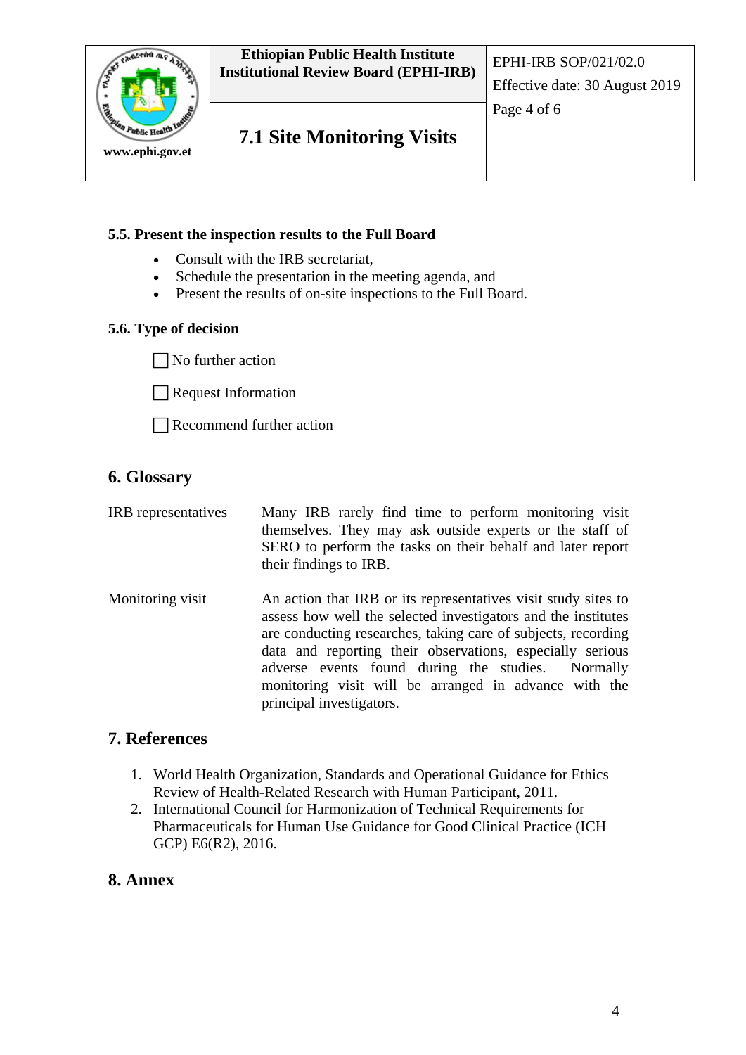### 5.5. Present the inspection results to the Full Board

- Consult with the IRB secretariat,
- Schedule the presentation in the meeting agenda, and
- Present the results of on-site inspections to the Full Board.

### 5.6. Type of decision

☐ No further action

☐ Request Information

☐ Recommend further action

## 6. Glossary

| | |
|---|---|
| IRB representatives | Many IRB rarely find time to perform monitoring visit themselves. They may ask outside experts or the staff of SERO to perform the tasks on their behalf and later report their findings to IRB. |
| Monitoring visit | An action that IRB or its representatives visit study sites to assess how well the selected investigators and the institutes are conducting researches, taking care of subjects, recording data and reporting their observations, especially serious adverse events found during the studies. Normally monitoring visit will be arranged in advance with the principal investigators. |

## 7. References

1. World Health Organization, Standards and Operational Guidance for Ethics Review of Health-Related Research with Human Participant, 2011.
2. International Council for Harmonization of Technical Requirements for Pharmaceuticals for Human Use Guidance for Good Clinical Practice (ICH GCP) E6(R2), 2016.

## 8. Annex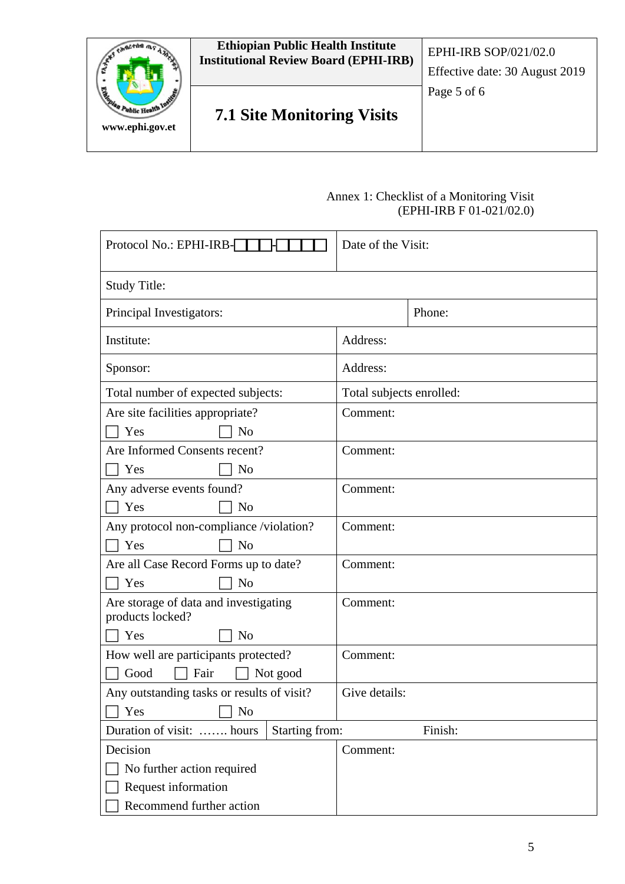Annex 1: Checklist of a Monitoring Visit
(EPHI-IRB F 01-021/02.0)

| | | |
|---|---|---|
| Protocol No.: EPHI-IRB-☐☐☐-☐☐☐☐ | Date of the Visit: | |
| Study Title: | | |
| Principal Investigators: | | Phone: |
| Institute: | Address: | |
| Sponsor: | Address: | |
| Total number of expected subjects: | Total subjects enrolled: | |
| Are site facilities appropriate?<br>☐ Yes ☐ No | Comment: | |
| Are Informed Consents recent?<br>☐ Yes ☐ No | Comment: | |
| Any adverse events found?<br>☐ Yes ☐ No | Comment: | |
| Any protocol non-compliance /violation?<br>☐ Yes ☐ No | Comment: | |
| Are all Case Record Forms up to date?<br>☐ Yes ☐ No | Comment: | |
| Are storage of data and investigating products locked?<br>☐ Yes ☐ No | Comment: | |
| How well are participants protected?<br>☐ Good ☐ Fair ☐ Not good | Comment: | |
| Any outstanding tasks or results of visit?<br>☐ Yes ☐ No | Give details: | |
| Duration of visit: ……. hours | Starting from: | Finish: |
| Decision<br>☐ No further action required<br>☐ Request information<br>☐ Recommend further action | Comment: | |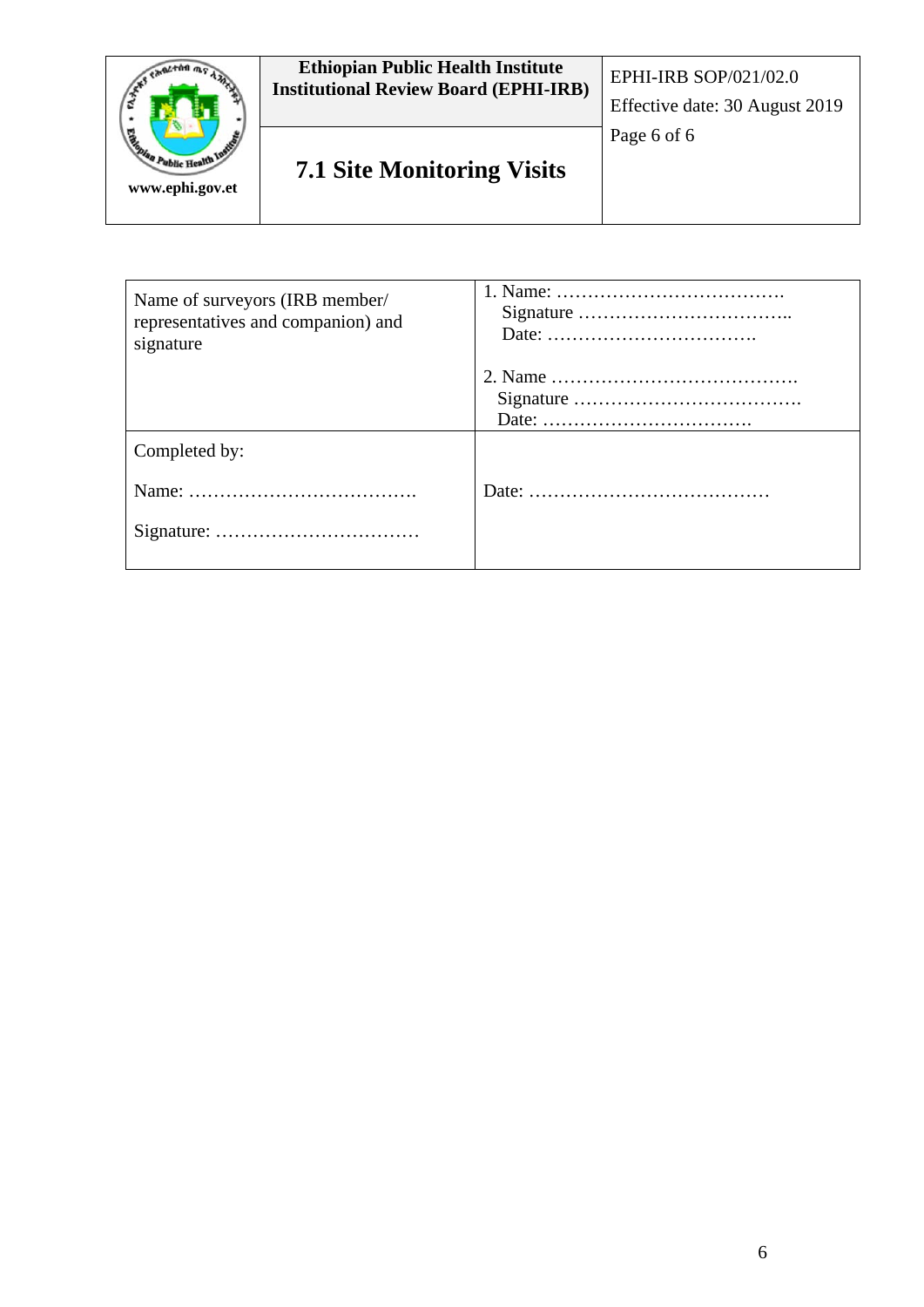| | |
|---|---|
| Name of surveyors (IRB member/ representatives and companion) and signature | 1. Name: ………………………………. <br> Signature …………………………….. <br> Date: ……………………………. <br><br> 2. Name …………………………………. <br> Signature ………………………………. <br> Date: ……………………………. |
| Completed by: <br><br> Name: ………………………………. <br><br> Signature: …………………………… | Date: ………………………………… |